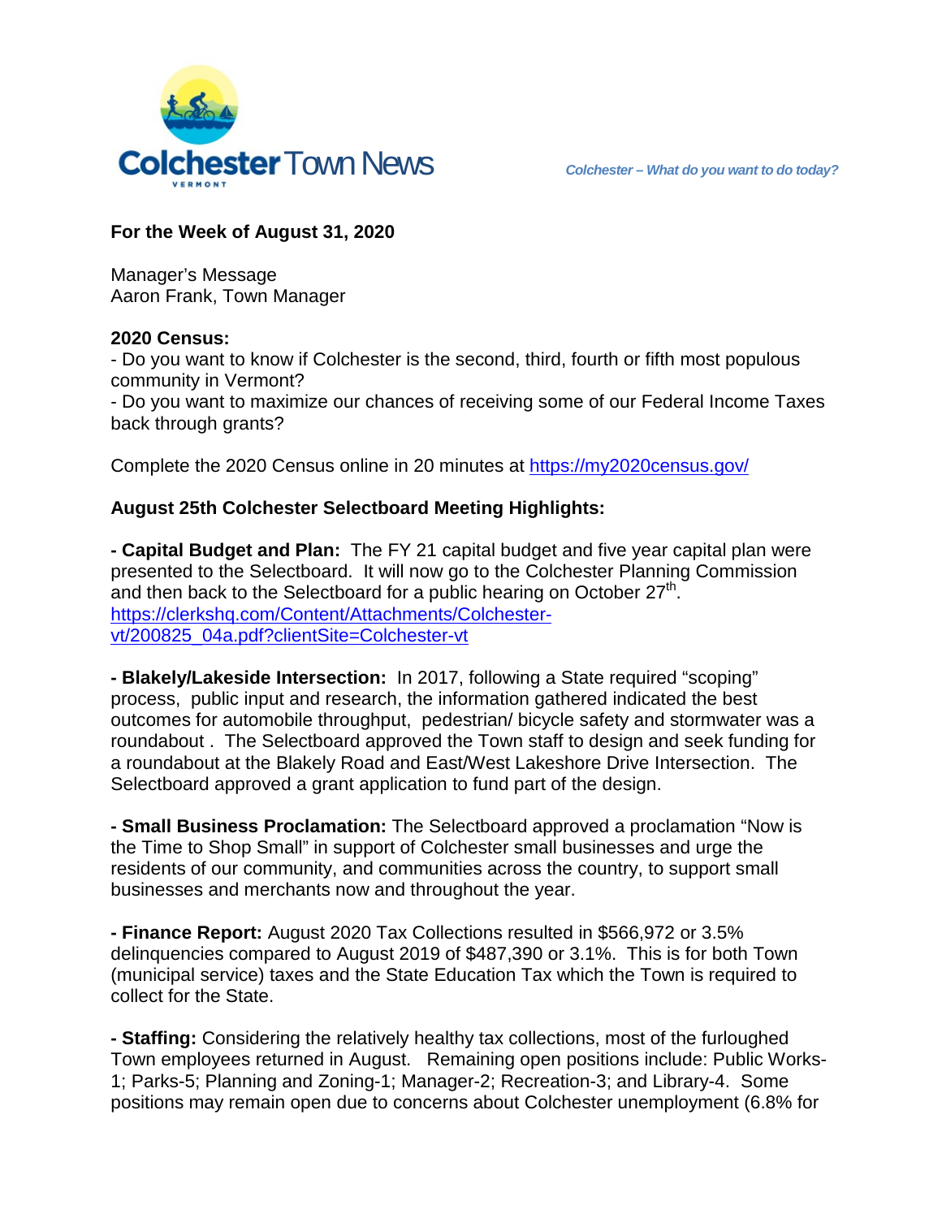# Colchester Town News

*Colchester – What do you want to do today?*

**For the Week of August 31, 2020**

Manager's Message
Aaron Frank, Town Manager

**2020 Census:**

- Do you want to know if Colchester is the second, third, fourth or fifth most populous community in Vermont?
- Do you want to maximize our chances of receiving some of our Federal Income Taxes back through grants?

Complete the 2020 Census online in 20 minutes at https://my2020census.gov/

**August 25th Colchester Selectboard Meeting Highlights:**

**- Capital Budget and Plan:** The FY 21 capital budget and five year capital plan were presented to the Selectboard. It will now go to the Colchester Planning Commission and then back to the Selectboard for a public hearing on October 27th.
https://clerkshq.com/Content/Attachments/Colchester-vt/200825_04a.pdf?clientSite=Colchester-vt

**- Blakely/Lakeside Intersection:** In 2017, following a State required "scoping" process, public input and research, the information gathered indicated the best outcomes for automobile throughput, pedestrian/ bicycle safety and stormwater was a roundabout . The Selectboard approved the Town staff to design and seek funding for a roundabout at the Blakely Road and East/West Lakeshore Drive Intersection. The Selectboard approved a grant application to fund part of the design.

**- Small Business Proclamation:** The Selectboard approved a proclamation "Now is the Time to Shop Small" in support of Colchester small businesses and urge the residents of our community, and communities across the country, to support small businesses and merchants now and throughout the year.

**- Finance Report:** August 2020 Tax Collections resulted in $566,972 or 3.5% delinquencies compared to August 2019 of $487,390 or 3.1%. This is for both Town (municipal service) taxes and the State Education Tax which the Town is required to collect for the State.

**- Staffing:** Considering the relatively healthy tax collections, most of the furloughed Town employees returned in August. Remaining open positions include: Public Works-1; Parks-5; Planning and Zoning-1; Manager-2; Recreation-3; and Library-4. Some positions may remain open due to concerns about Colchester unemployment (6.8% for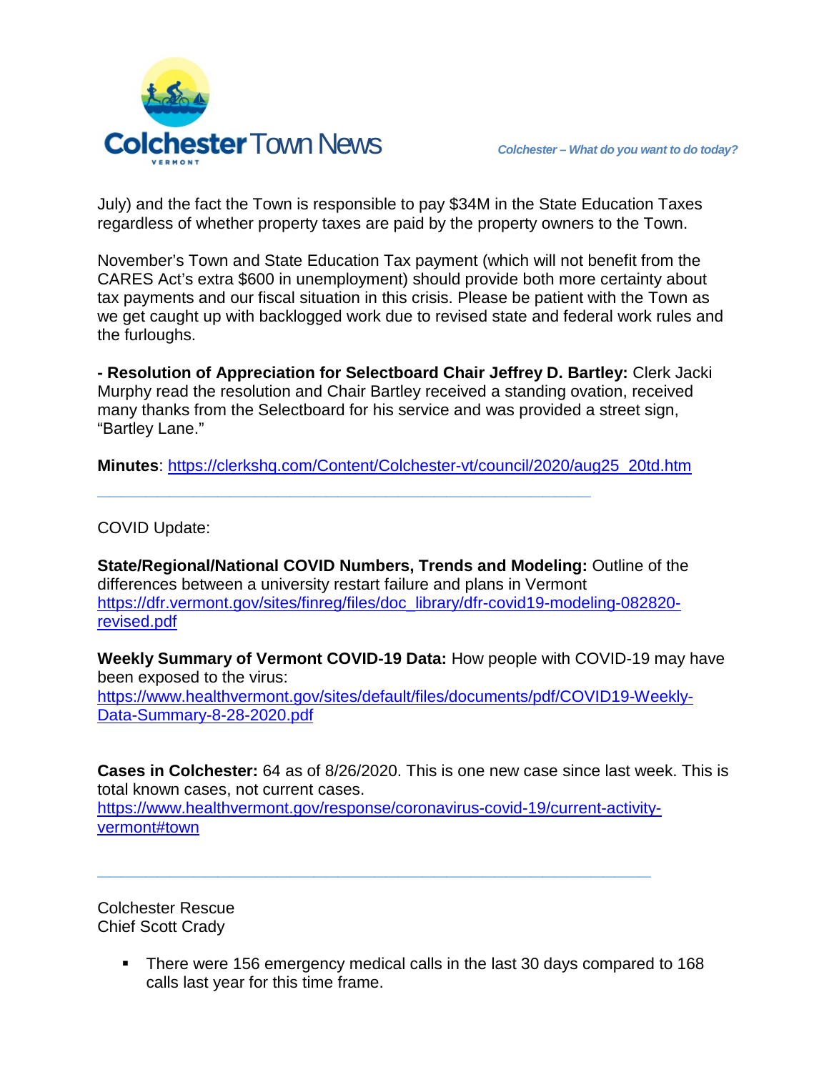July) and the fact the Town is responsible to pay $34M in the State Education Taxes regardless of whether property taxes are paid by the property owners to the Town.

November's Town and State Education Tax payment (which will not benefit from the CARES Act's extra $600 in unemployment) should provide both more certainty about tax payments and our fiscal situation in this crisis. Please be patient with the Town as we get caught up with backlogged work due to revised state and federal work rules and the furloughs.

**- Resolution of Appreciation for Selectboard Chair Jeffrey D. Bartley:** Clerk Jacki Murphy read the resolution and Chair Bartley received a standing ovation, received many thanks from the Selectboard for his service and was provided a street sign, "Bartley Lane."

**Minutes**: https://clerkshq.com/Content/Colchester-vt/council/2020/aug25_20td.htm

---

COVID Update:

**State/Regional/National COVID Numbers, Trends and Modeling:** Outline of the differences between a university restart failure and plans in Vermont https://dfr.vermont.gov/sites/finreg/files/doc_library/dfr-covid19-modeling-082820-revised.pdf

**Weekly Summary of Vermont COVID-19 Data:** How people with COVID-19 may have been exposed to the virus: https://www.healthvermont.gov/sites/default/files/documents/pdf/COVID19-Weekly-Data-Summary-8-28-2020.pdf

**Cases in Colchester:** 64 as of 8/26/2020. This is one new case since last week. This is total known cases, not current cases. https://www.healthvermont.gov/response/coronavirus-covid-19/current-activity-vermont#town

---

Colchester Rescue
Chief Scott Crady

- There were 156 emergency medical calls in the last 30 days compared to 168 calls last year for this time frame.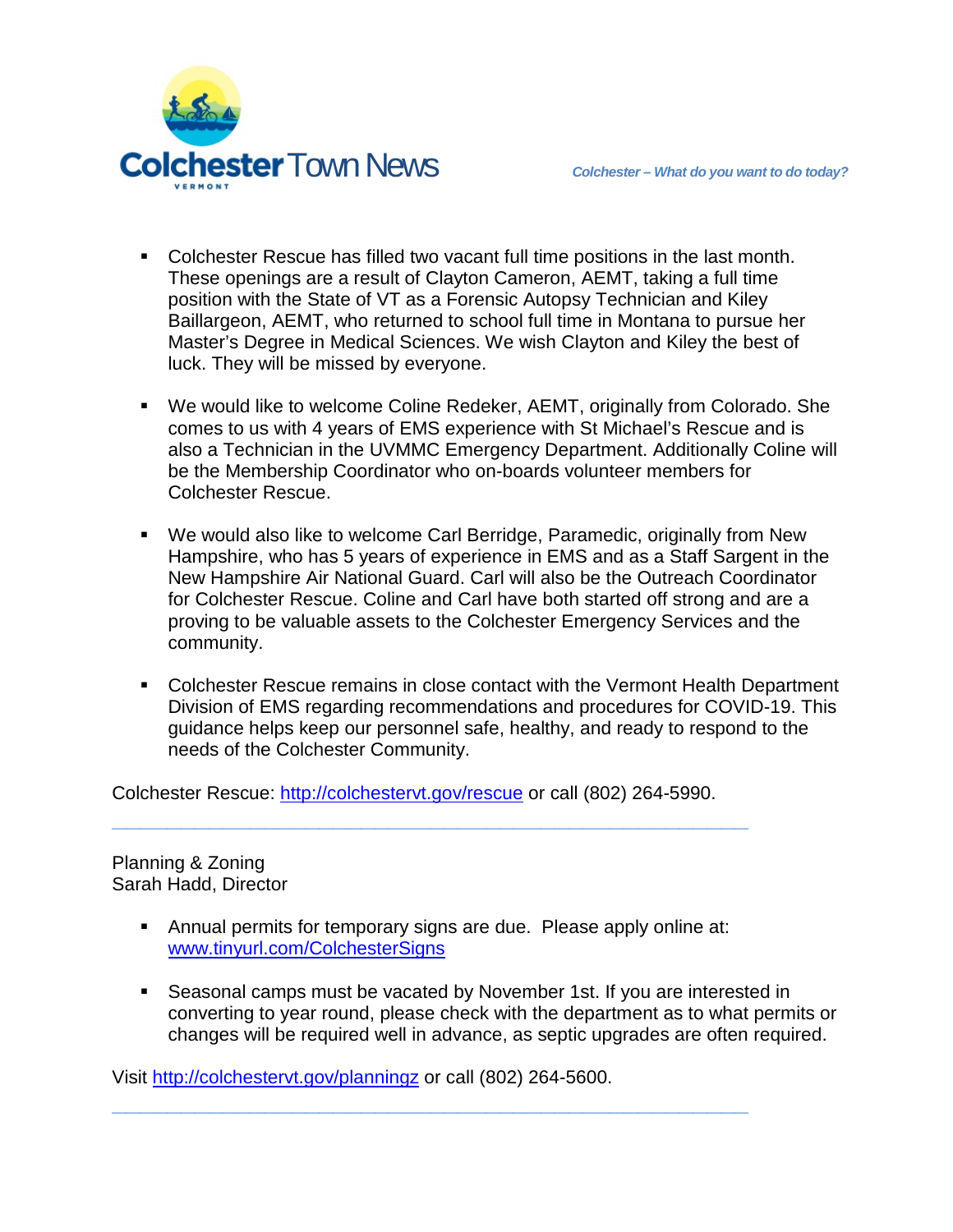- Colchester Rescue has filled two vacant full time positions in the last month. These openings are a result of Clayton Cameron, AEMT, taking a full time position with the State of VT as a Forensic Autopsy Technician and Kiley Baillargeon, AEMT, who returned to school full time in Montana to pursue her Master's Degree in Medical Sciences. We wish Clayton and Kiley the best of luck. They will be missed by everyone.

- We would like to welcome Coline Redeker, AEMT, originally from Colorado. She comes to us with 4 years of EMS experience with St Michael's Rescue and is also a Technician in the UVMMC Emergency Department. Additionally Coline will be the Membership Coordinator who on-boards volunteer members for Colchester Rescue.

- We would also like to welcome Carl Berridge, Paramedic, originally from New Hampshire, who has 5 years of experience in EMS and as a Staff Sargent in the New Hampshire Air National Guard. Carl will also be the Outreach Coordinator for Colchester Rescue. Coline and Carl have both started off strong and are a proving to be valuable assets to the Colchester Emergency Services and the community.

- Colchester Rescue remains in close contact with the Vermont Health Department Division of EMS regarding recommendations and procedures for COVID-19. This guidance helps keep our personnel safe, healthy, and ready to respond to the needs of the Colchester Community.

Colchester Rescue: [http://colchestervt.gov/rescue](http://colchestervt.gov/rescue) or call (802) 264-5990.

---

Planning & Zoning
Sarah Hadd, Director

- Annual permits for temporary signs are due. Please apply online at: [www.tinyurl.com/ColchesterSigns](http://www.tinyurl.com/ColchesterSigns)

- Seasonal camps must be vacated by November 1st. If you are interested in converting to year round, please check with the department as to what permits or changes will be required well in advance, as septic upgrades are often required.

Visit [http://colchestervt.gov/planningz](http://colchestervt.gov/planningz) or call (802) 264-5600.

---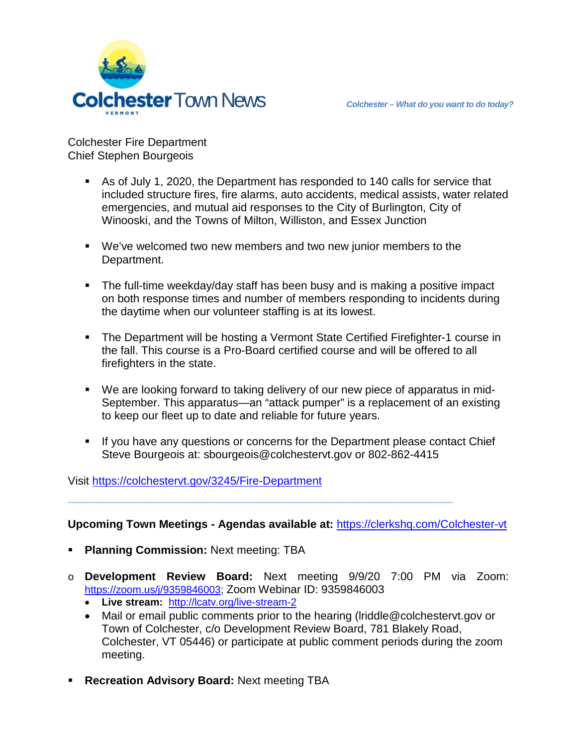# Colchester Town News

*Colchester – What do you want to do today?*

Colchester Fire Department
Chief Stephen Bourgeois

- As of July 1, 2020, the Department has responded to 140 calls for service that included structure fires, fire alarms, auto accidents, medical assists, water related emergencies, and mutual aid responses to the City of Burlington, City of Winooski, and the Towns of Milton, Williston, and Essex Junction

- We've welcomed two new members and two new junior members to the Department.

- The full-time weekday/day staff has been busy and is making a positive impact on both response times and number of members responding to incidents during the daytime when our volunteer staffing is at its lowest.

- The Department will be hosting a Vermont State Certified Firefighter-1 course in the fall. This course is a Pro-Board certified course and will be offered to all firefighters in the state.

- We are looking forward to taking delivery of our new piece of apparatus in mid-September. This apparatus—an "attack pumper" is a replacement of an existing to keep our fleet up to date and reliable for future years.

- If you have any questions or concerns for the Department please contact Chief Steve Bourgeois at: sbourgeois@colchestervt.gov or 802-862-4415

Visit https://colchestervt.gov/3245/Fire-Department

---

**Upcoming Town Meetings - Agendas available at:** https://clerkshq.com/Colchester-vt

- **Planning Commission:** Next meeting: TBA

- **Development Review Board:** Next meeting 9/9/20 7:00 PM via Zoom: https://zoom.us/j/9359846003; Zoom Webinar ID: 9359846003
  - **Live stream:** http://lcatv.org/live-stream-2
  - Mail or email public comments prior to the hearing (lriddle@colchestervt.gov or Town of Colchester, c/o Development Review Board, 781 Blakely Road, Colchester, VT 05446) or participate at public comment periods during the zoom meeting.

- **Recreation Advisory Board:** Next meeting TBA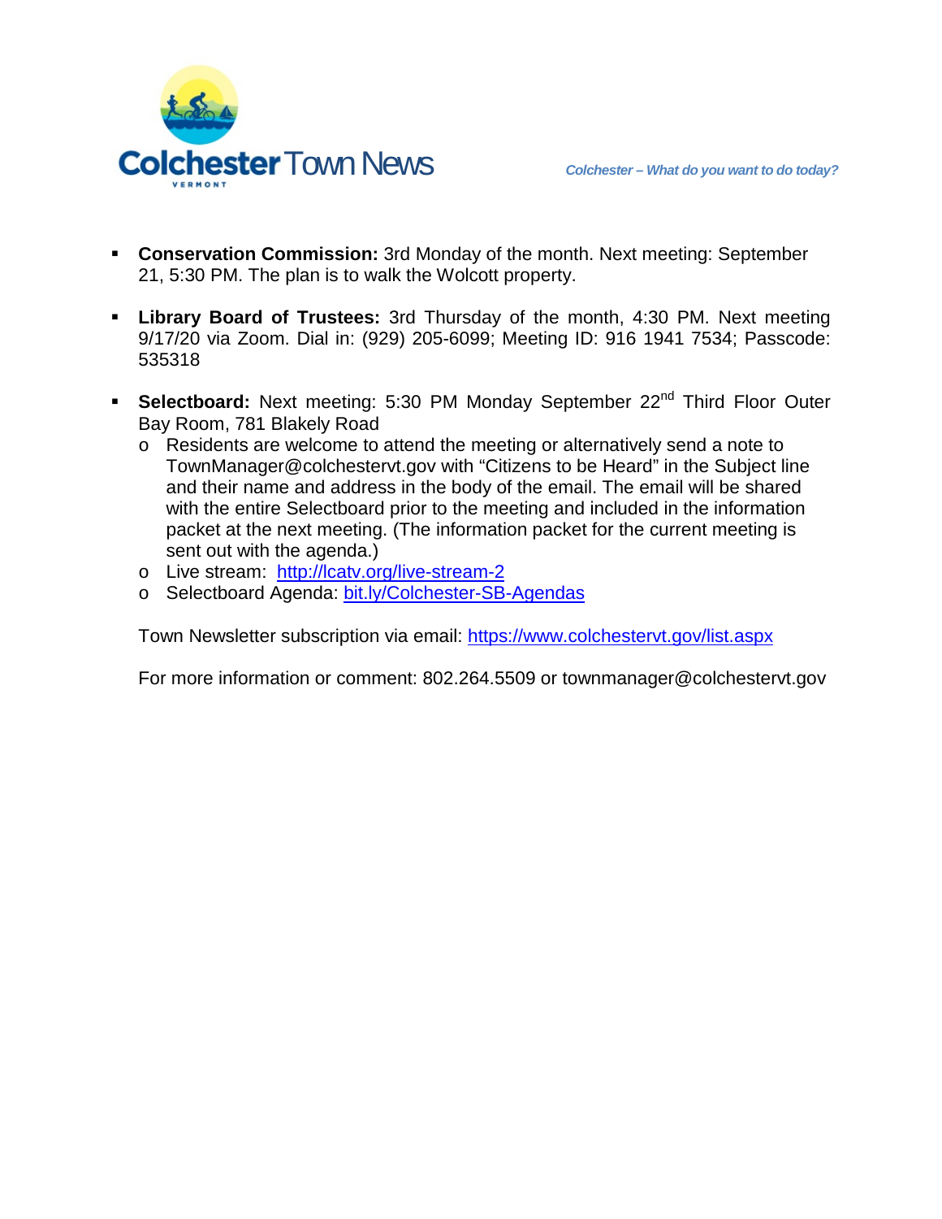- **Conservation Commission:** 3rd Monday of the month. Next meeting: September 21, 5:30 PM. The plan is to walk the Wolcott property.

- **Library Board of Trustees:** 3rd Thursday of the month, 4:30 PM. Next meeting 9/17/20 via Zoom. Dial in: (929) 205-6099; Meeting ID: 916 1941 7534; Passcode: 535318

- **Selectboard:** Next meeting: 5:30 PM Monday September 22nd Third Floor Outer Bay Room, 781 Blakely Road
  - Residents are welcome to attend the meeting or alternatively send a note to TownManager@colchestervt.gov with "Citizens to be Heard" in the Subject line and their name and address in the body of the email. The email will be shared with the entire Selectboard prior to the meeting and included in the information packet at the next meeting. (The information packet for the current meeting is sent out with the agenda.)
  - Live stream: [http://lcatv.org/live-stream-2](http://lcatv.org/live-stream-2)
  - Selectboard Agenda: [bit.ly/Colchester-SB-Agendas](bit.ly/Colchester-SB-Agendas)

Town Newsletter subscription via email: [https://www.colchestervt.gov/list.aspx](https://www.colchestervt.gov/list.aspx)

For more information or comment: 802.264.5509 or townmanager@colchestervt.gov